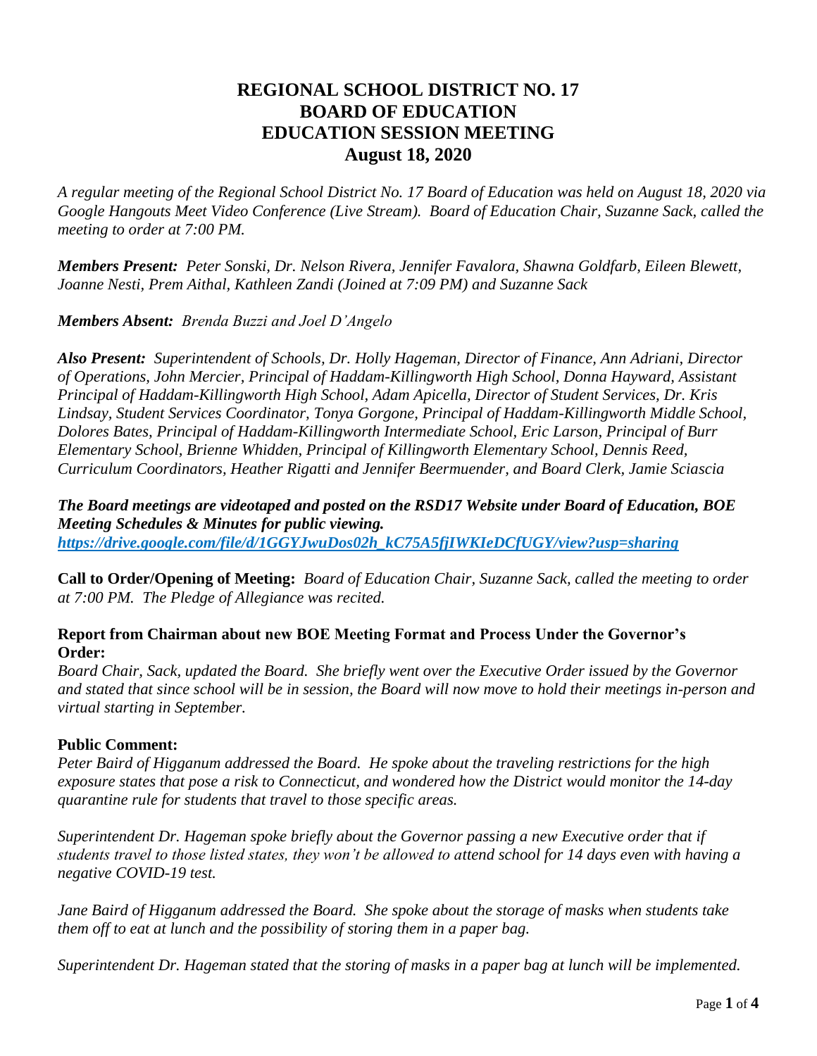# REGIONAL SCHOOL DISTRICT NO. 17
# BOARD OF EDUCATION
# EDUCATION SESSION MEETING
# August 18, 2020

*A regular meeting of the Regional School District No. 17 Board of Education was held on August 18, 2020 via Google Hangouts Meet Video Conference (Live Stream). Board of Education Chair, Suzanne Sack, called the meeting to order at 7:00 PM.*

***Members Present:*** *Peter Sonski, Dr. Nelson Rivera, Jennifer Favalora, Shawna Goldfarb, Eileen Blewett, Joanne Nesti, Prem Aithal, Kathleen Zandi (Joined at 7:09 PM) and Suzanne Sack*

***Members Absent:*** *Brenda Buzzi and Joel D'Angelo*

***Also Present:*** *Superintendent of Schools, Dr. Holly Hageman, Director of Finance, Ann Adriani, Director of Operations, John Mercier, Principal of Haddam-Killingworth High School, Donna Hayward, Assistant Principal of Haddam-Killingworth High School, Adam Apicella, Director of Student Services, Dr. Kris Lindsay, Student Services Coordinator, Tonya Gorgone, Principal of Haddam-Killingworth Middle School, Dolores Bates, Principal of Haddam-Killingworth Intermediate School, Eric Larson, Principal of Burr Elementary School, Brienne Whidden, Principal of Killingworth Elementary School, Dennis Reed, Curriculum Coordinators, Heather Rigatti and Jennifer Beermuender, and Board Clerk, Jamie Sciascia*

***The Board meetings are videotaped and posted on the RSD17 Website under Board of Education, BOE Meeting Schedules & Minutes for public viewing.***
***https://drive.google.com/file/d/1GGYJwuDos02h_kC75A5fjIWKIeDCfUGY/view?usp=sharing***

**Call to Order/Opening of Meeting:** *Board of Education Chair, Suzanne Sack, called the meeting to order at 7:00 PM. The Pledge of Allegiance was recited.*

**Report from Chairman about new BOE Meeting Format and Process Under the Governor's Order:**
*Board Chair, Sack, updated the Board. She briefly went over the Executive Order issued by the Governor and stated that since school will be in session, the Board will now move to hold their meetings in-person and virtual starting in September.*

**Public Comment:**
*Peter Baird of Higganum addressed the Board. He spoke about the traveling restrictions for the high exposure states that pose a risk to Connecticut, and wondered how the District would monitor the 14-day quarantine rule for students that travel to those specific areas.*

*Superintendent Dr. Hageman spoke briefly about the Governor passing a new Executive order that if students travel to those listed states, they won't be allowed to attend school for 14 days even with having a negative COVID-19 test.*

*Jane Baird of Higganum addressed the Board. She spoke about the storage of masks when students take them off to eat at lunch and the possibility of storing them in a paper bag.*

*Superintendent Dr. Hageman stated that the storing of masks in a paper bag at lunch will be implemented.*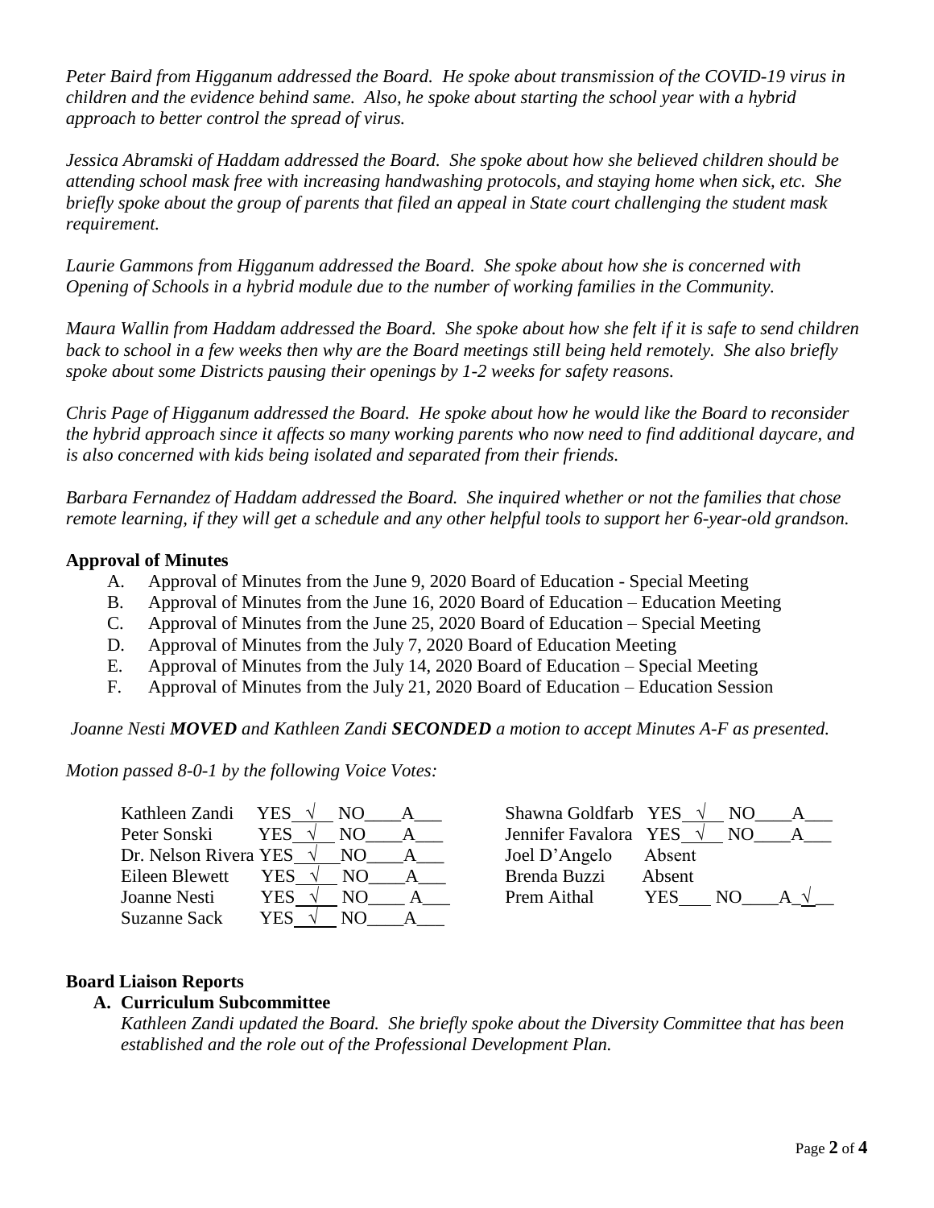*Peter Baird from Higganum addressed the Board. He spoke about transmission of the COVID-19 virus in children and the evidence behind same. Also, he spoke about starting the school year with a hybrid approach to better control the spread of virus.*

*Jessica Abramski of Haddam addressed the Board. She spoke about how she believed children should be attending school mask free with increasing handwashing protocols, and staying home when sick, etc. She briefly spoke about the group of parents that filed an appeal in State court challenging the student mask requirement.*

*Laurie Gammons from Higganum addressed the Board. She spoke about how she is concerned with Opening of Schools in a hybrid module due to the number of working families in the Community.*

*Maura Wallin from Haddam addressed the Board. She spoke about how she felt if it is safe to send children back to school in a few weeks then why are the Board meetings still being held remotely. She also briefly spoke about some Districts pausing their openings by 1-2 weeks for safety reasons.*

*Chris Page of Higganum addressed the Board. He spoke about how he would like the Board to reconsider the hybrid approach since it affects so many working parents who now need to find additional daycare, and is also concerned with kids being isolated and separated from their friends.*

*Barbara Fernandez of Haddam addressed the Board. She inquired whether or not the families that chose remote learning, if they will get a schedule and any other helpful tools to support her 6-year-old grandson.*

**Approval of Minutes**

A. Approval of Minutes from the June 9, 2020 Board of Education - Special Meeting
B. Approval of Minutes from the June 16, 2020 Board of Education – Education Meeting
C. Approval of Minutes from the June 25, 2020 Board of Education – Special Meeting
D. Approval of Minutes from the July 7, 2020 Board of Education Meeting
E. Approval of Minutes from the July 14, 2020 Board of Education – Special Meeting
F. Approval of Minutes from the July 21, 2020 Board of Education – Education Session

*Joanne Nesti **MOVED** and Kathleen Zandi **SECONDED** a motion to accept Minutes A-F as presented.*

*Motion passed 8-0-1 by the following Voice Votes:*

| Member | YES | NO | A |
|---|---|---|---|
| Kathleen Zandi | √ | | |
| Peter Sonski | √ | | |
| Dr. Nelson Rivera | √ | | |
| Eileen Blewett | √ | | |
| Joanne Nesti | √ | | |
| Suzanne Sack | √ | | |
| Shawna Goldfarb | √ | | |
| Jennifer Favalora | √ | | |
| Joel D'Angelo | Absent | | |
| Brenda Buzzi | Absent | | |
| Prem Aithal | | | √ |

**Board Liaison Reports**

**A. Curriculum Subcommittee**

*Kathleen Zandi updated the Board. She briefly spoke about the Diversity Committee that has been established and the role out of the Professional Development Plan.*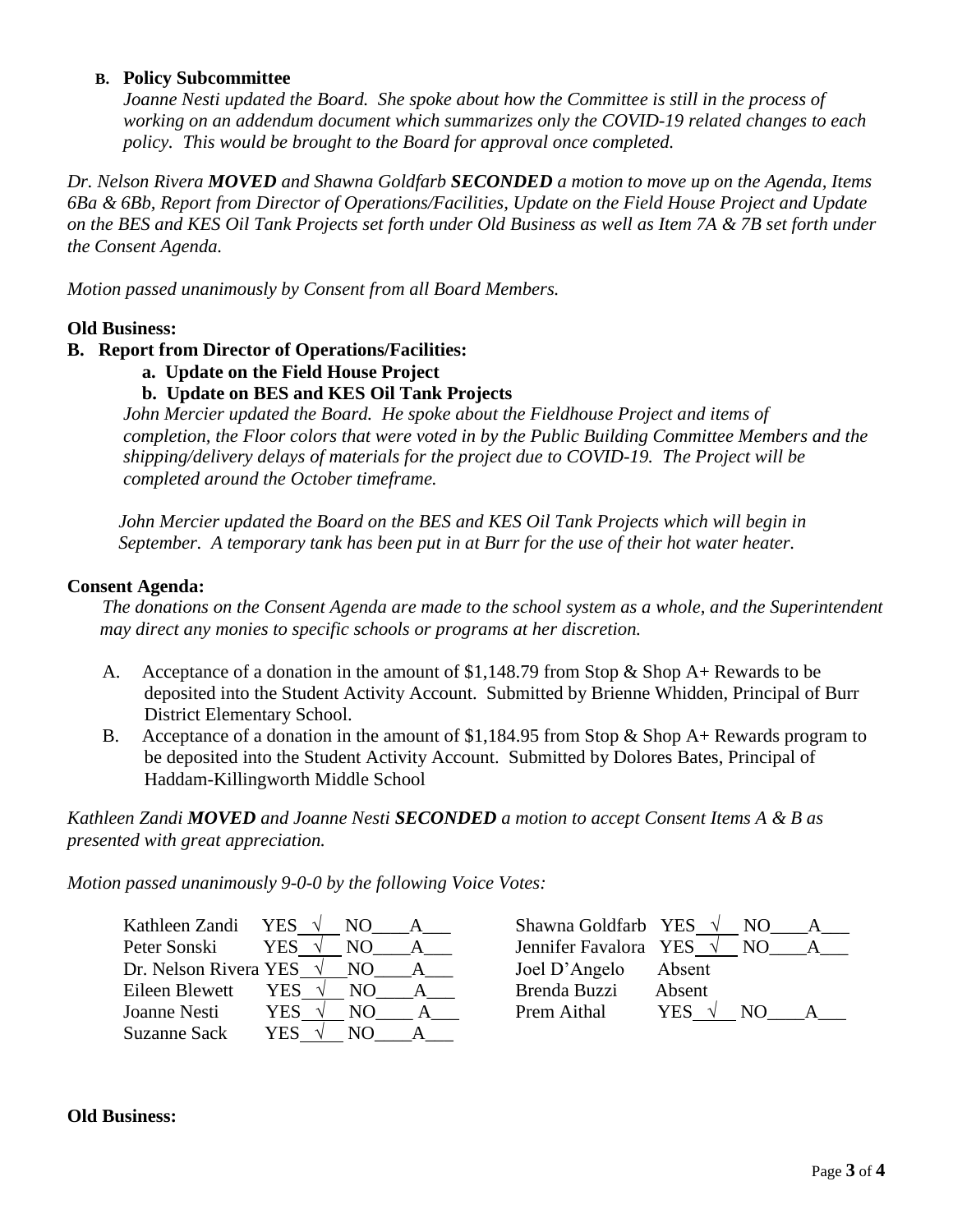**B. Policy Subcommittee**

*Joanne Nesti updated the Board. She spoke about how the Committee is still in the process of working on an addendum document which summarizes only the COVID-19 related changes to each policy. This would be brought to the Board for approval once completed.*

*Dr. Nelson Rivera **MOVED** and Shawna Goldfarb **SECONDED** a motion to move up on the Agenda, Items 6Ba & 6Bb, Report from Director of Operations/Facilities, Update on the Field House Project and Update on the BES and KES Oil Tank Projects set forth under Old Business as well as Item 7A & 7B set forth under the Consent Agenda.*

*Motion passed unanimously by Consent from all Board Members.*

**Old Business:**

**B. Report from Director of Operations/Facilities:**

**a. Update on the Field House Project**

**b. Update on BES and KES Oil Tank Projects**

*John Mercier updated the Board. He spoke about the Fieldhouse Project and items of completion, the Floor colors that were voted in by the Public Building Committee Members and the shipping/delivery delays of materials for the project due to COVID-19. The Project will be completed around the October timeframe.*

*John Mercier updated the Board on the BES and KES Oil Tank Projects which will begin in September. A temporary tank has been put in at Burr for the use of their hot water heater.*

**Consent Agenda:**

*The donations on the Consent Agenda are made to the school system as a whole, and the Superintendent may direct any monies to specific schools or programs at her discretion.*

A. Acceptance of a donation in the amount of $1,148.79 from Stop & Shop A+ Rewards to be deposited into the Student Activity Account. Submitted by Brienne Whidden, Principal of Burr District Elementary School.

B. Acceptance of a donation in the amount of $1,184.95 from Stop & Shop A+ Rewards program to be deposited into the Student Activity Account. Submitted by Dolores Bates, Principal of Haddam-Killingworth Middle School

*Kathleen Zandi **MOVED** and Joanne Nesti **SECONDED** a motion to accept Consent Items A & B as presented with great appreciation.*

*Motion passed unanimously 9-0-0 by the following Voice Votes:*

| Member | Vote | Member | Vote |
|---|---|---|---|
| Kathleen Zandi | YES √ NO___ A___ | Shawna Goldfarb | YES √ NO___ A___ |
| Peter Sonski | YES √ NO___ A___ | Jennifer Favalora | YES √ NO___ A___ |
| Dr. Nelson Rivera | YES √ NO___ A___ | Joel D'Angelo | Absent |
| Eileen Blewett | YES √ NO___ A___ | Brenda Buzzi | Absent |
| Joanne Nesti | YES √ NO___ A___ | Prem Aithal | YES √ NO___ A___ |
| Suzanne Sack | YES √ NO___ A___ | | |

**Old Business:**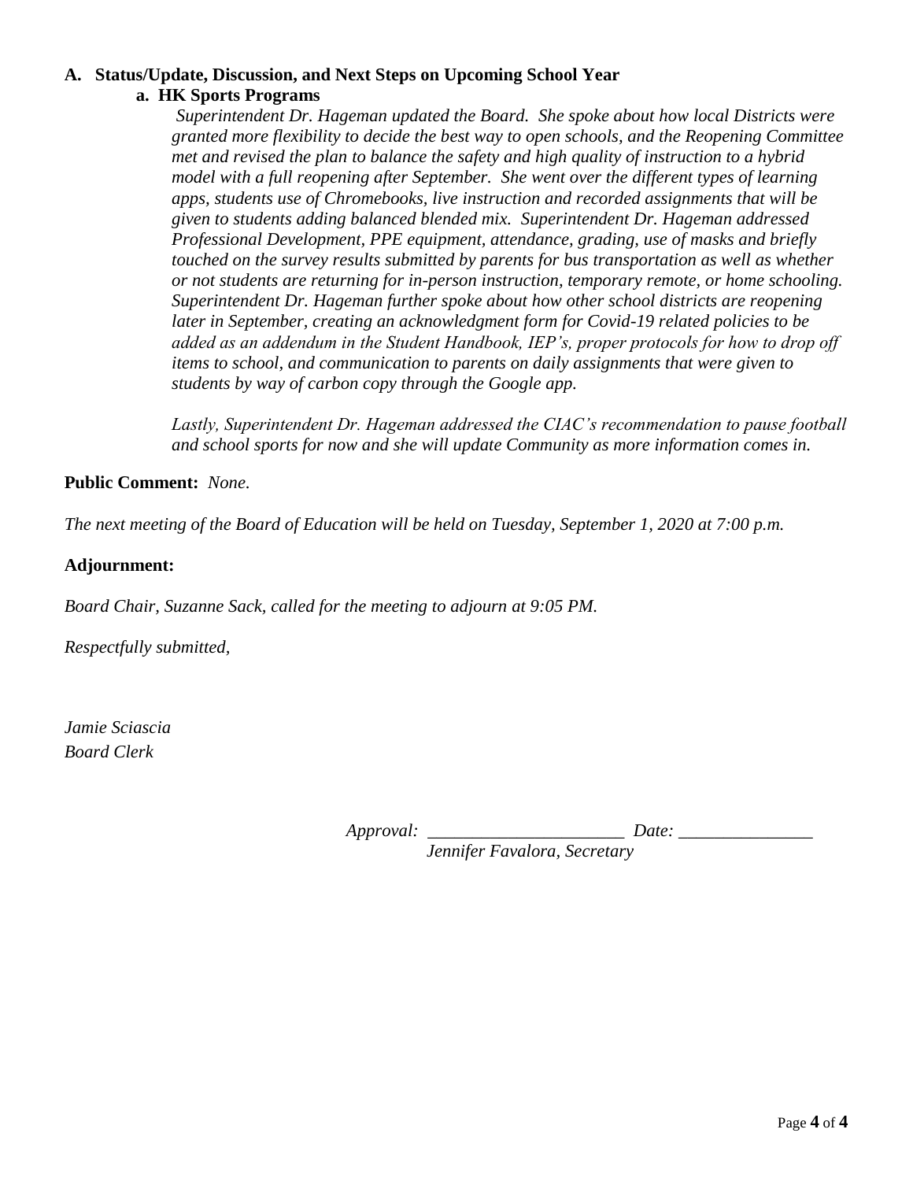**A. Status/Update, Discussion, and Next Steps on Upcoming School Year**

**a. HK Sports Programs**

*Superintendent Dr. Hageman updated the Board. She spoke about how local Districts were granted more flexibility to decide the best way to open schools, and the Reopening Committee met and revised the plan to balance the safety and high quality of instruction to a hybrid model with a full reopening after September. She went over the different types of learning apps, students use of Chromebooks, live instruction and recorded assignments that will be given to students adding balanced blended mix. Superintendent Dr. Hageman addressed Professional Development, PPE equipment, attendance, grading, use of masks and briefly touched on the survey results submitted by parents for bus transportation as well as whether or not students are returning for in-person instruction, temporary remote, or home schooling. Superintendent Dr. Hageman further spoke about how other school districts are reopening later in September, creating an acknowledgment form for Covid-19 related policies to be added as an addendum in the Student Handbook, IEP's, proper protocols for how to drop off items to school, and communication to parents on daily assignments that were given to students by way of carbon copy through the Google app.*

*Lastly, Superintendent Dr. Hageman addressed the CIAC's recommendation to pause football and school sports for now and she will update Community as more information comes in.*

**Public Comment:** *None.*

*The next meeting of the Board of Education will be held on Tuesday, September 1, 2020 at 7:00 p.m.*

**Adjournment:**

*Board Chair, Suzanne Sack, called for the meeting to adjourn at 9:05 PM.*

*Respectfully submitted,*

*Jamie Sciascia*
*Board Clerk*

*Approval:* ______________________ *Date:* _______________
*Jennifer Favalora, Secretary*